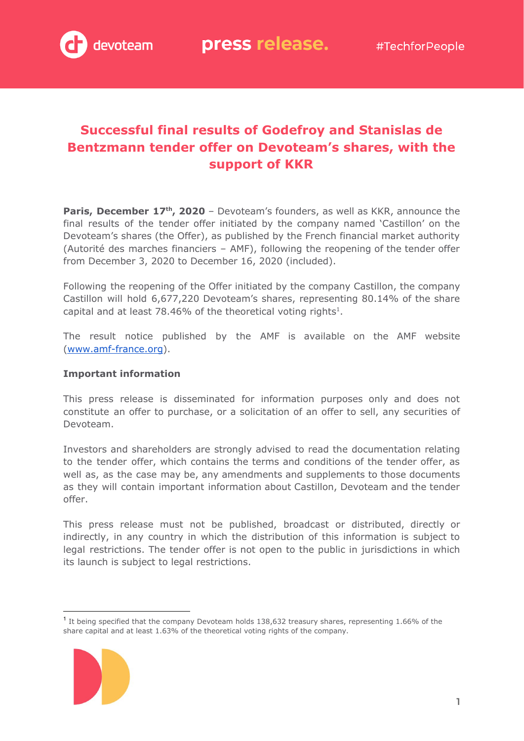# Successful final results of Godefroy and Stanislas de Bentzmann tender offer on Devoteam's shares, with the support of KKR

**Paris, December 17th, 2020** – Devoteam's founders, as well as KKR, announce the final results of the tender offer initiated by the company named 'Castillon' on the Devoteam's shares (the Offer), as published by the French financial market authority (Autorité des marches financiers – AMF), following the reopening of the tender offer from December 3, 2020 to December 16, 2020 (included).

Following the reopening of the Offer initiated by the company Castillon, the company Castillon will hold 6,677,220 Devoteam's shares, representing 80.14% of the share capital and at least 78.46% of the theoretical voting rights[1].

The result notice published by the AMF is available on the AMF website (www.amf-france.org).

**Important information**

This press release is disseminated for information purposes only and does not constitute an offer to purchase, or a solicitation of an offer to sell, any securities of Devoteam.

Investors and shareholders are strongly advised to read the documentation relating to the tender offer, which contains the terms and conditions of the tender offer, as well as, as the case may be, any amendments and supplements to those documents as they will contain important information about Castillon, Devoteam and the tender offer.

This press release must not be published, broadcast or distributed, directly or indirectly, in any country in which the distribution of this information is subject to legal restrictions. The tender offer is not open to the public in jurisdictions in which its launch is subject to legal restrictions.

[1] It being specified that the company Devoteam holds 138,632 treasury shares, representing 1.66% of the share capital and at least 1.63% of the theoretical voting rights of the company.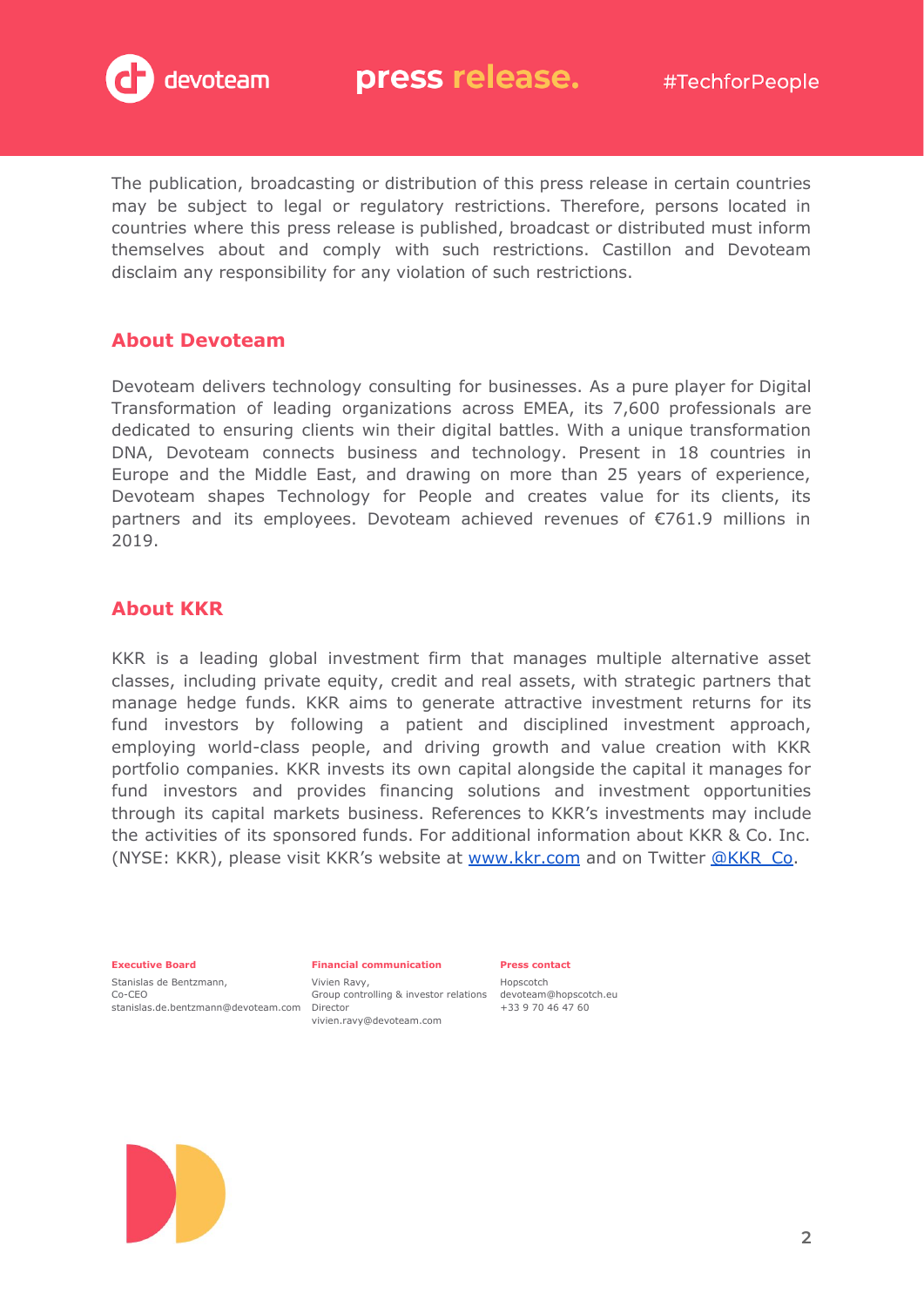The publication, broadcasting or distribution of this press release in certain countries may be subject to legal or regulatory restrictions. Therefore, persons located in countries where this press release is published, broadcast or distributed must inform themselves about and comply with such restrictions. Castillon and Devoteam disclaim any responsibility for any violation of such restrictions.

## About Devoteam

Devoteam delivers technology consulting for businesses. As a pure player for Digital Transformation of leading organizations across EMEA, its 7,600 professionals are dedicated to ensuring clients win their digital battles. With a unique transformation DNA, Devoteam connects business and technology. Present in 18 countries in Europe and the Middle East, and drawing on more than 25 years of experience, Devoteam shapes Technology for People and creates value for its clients, its partners and its employees. Devoteam achieved revenues of €761.9 millions in 2019.

## About KKR

KKR is a leading global investment firm that manages multiple alternative asset classes, including private equity, credit and real assets, with strategic partners that manage hedge funds. KKR aims to generate attractive investment returns for its fund investors by following a patient and disciplined investment approach, employing world-class people, and driving growth and value creation with KKR portfolio companies. KKR invests its own capital alongside the capital it manages for fund investors and provides financing solutions and investment opportunities through its capital markets business. References to KKR's investments may include the activities of its sponsored funds. For additional information about KKR & Co. Inc. (NYSE: KKR), please visit KKR's website at [www.kkr.com](http://www.kkr.com) and on Twitter [@KKR_Co](https://twitter.com/KKR_Co).

**Executive Board**
Stanislas de Bentzmann,
Co-CEO
stanislas.de.bentzmann@devoteam.com

**Financial communication**
Vivien Ravy,
Group controlling & investor relations Director
vivien.ravy@devoteam.com

**Press contact**
Hopscotch
devoteam@hopscotch.eu
+33 9 70 46 47 60